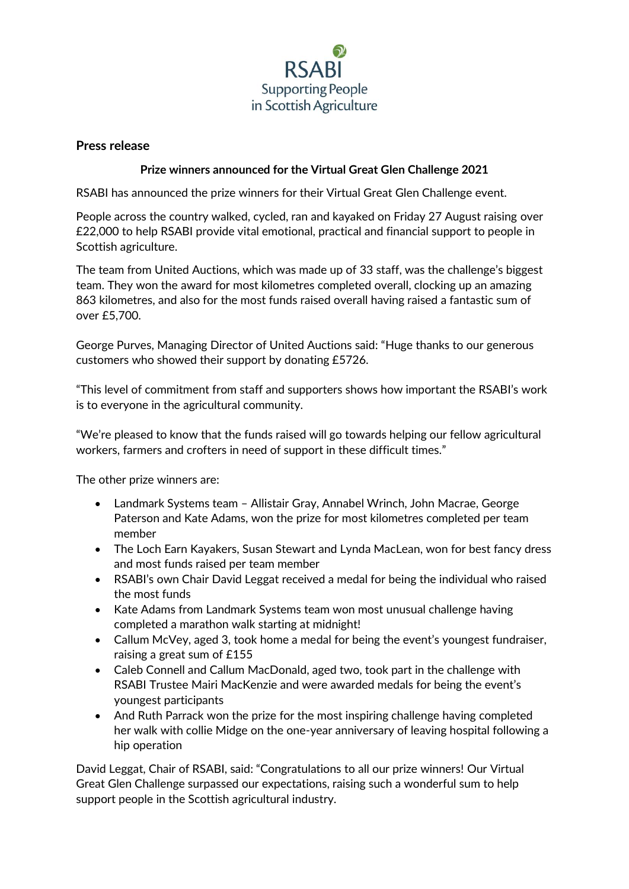RSABI
Supporting People
in Scottish Agriculture

## Press release

**Prize winners announced for the Virtual Great Glen Challenge 2021**

RSABI has announced the prize winners for their Virtual Great Glen Challenge event.

People across the country walked, cycled, ran and kayaked on Friday 27 August raising over £22,000 to help RSABI provide vital emotional, practical and financial support to people in Scottish agriculture.

The team from United Auctions, which was made up of 33 staff, was the challenge's biggest team. They won the award for most kilometres completed overall, clocking up an amazing 863 kilometres, and also for the most funds raised overall having raised a fantastic sum of over £5,700.

George Purves, Managing Director of United Auctions said: "Huge thanks to our generous customers who showed their support by donating £5726.

"This level of commitment from staff and supporters shows how important the RSABI's work is to everyone in the agricultural community.

"We're pleased to know that the funds raised will go towards helping our fellow agricultural workers, farmers and crofters in need of support in these difficult times."

The other prize winners are:

- Landmark Systems team – Allistair Gray, Annabel Wrinch, John Macrae, George Paterson and Kate Adams, won the prize for most kilometres completed per team member
- The Loch Earn Kayakers, Susan Stewart and Lynda MacLean, won for best fancy dress and most funds raised per team member
- RSABI's own Chair David Leggat received a medal for being the individual who raised the most funds
- Kate Adams from Landmark Systems team won most unusual challenge having completed a marathon walk starting at midnight!
- Callum McVey, aged 3, took home a medal for being the event's youngest fundraiser, raising a great sum of £155
- Caleb Connell and Callum MacDonald, aged two, took part in the challenge with RSABI Trustee Mairi MacKenzie and were awarded medals for being the event's youngest participants
- And Ruth Parrack won the prize for the most inspiring challenge having completed her walk with collie Midge on the one-year anniversary of leaving hospital following a hip operation

David Leggat, Chair of RSABI, said: "Congratulations to all our prize winners! Our Virtual Great Glen Challenge surpassed our expectations, raising such a wonderful sum to help support people in the Scottish agricultural industry.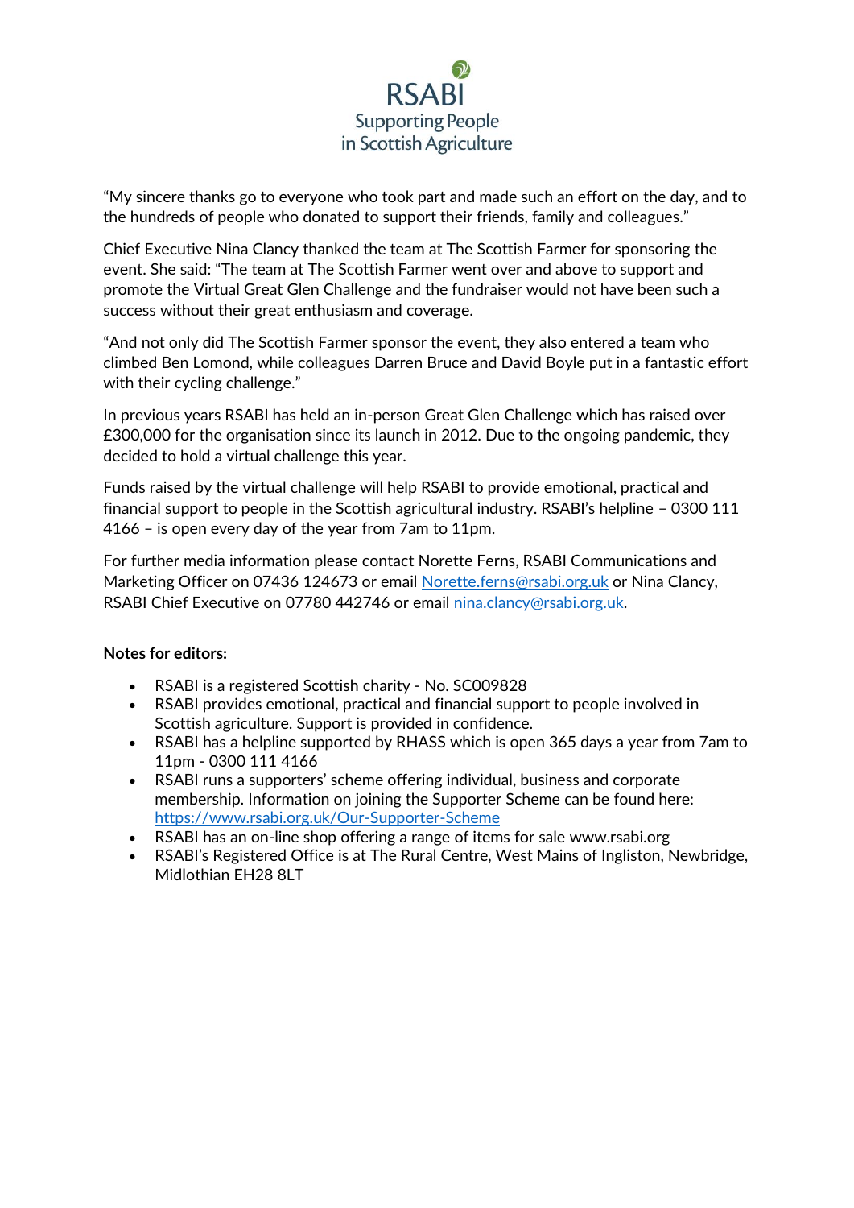RSABI
Supporting People
in Scottish Agriculture

"My sincere thanks go to everyone who took part and made such an effort on the day, and to the hundreds of people who donated to support their friends, family and colleagues."

Chief Executive Nina Clancy thanked the team at The Scottish Farmer for sponsoring the event. She said: "The team at The Scottish Farmer went over and above to support and promote the Virtual Great Glen Challenge and the fundraiser would not have been such a success without their great enthusiasm and coverage.

"And not only did The Scottish Farmer sponsor the event, they also entered a team who climbed Ben Lomond, while colleagues Darren Bruce and David Boyle put in a fantastic effort with their cycling challenge."

In previous years RSABI has held an in-person Great Glen Challenge which has raised over £300,000 for the organisation since its launch in 2012. Due to the ongoing pandemic, they decided to hold a virtual challenge this year.

Funds raised by the virtual challenge will help RSABI to provide emotional, practical and financial support to people in the Scottish agricultural industry. RSABI's helpline – 0300 111 4166 – is open every day of the year from 7am to 11pm.

For further media information please contact Norette Ferns, RSABI Communications and Marketing Officer on 07436 124673 or email Norette.ferns@rsabi.org.uk or Nina Clancy, RSABI Chief Executive on 07780 442746 or email nina.clancy@rsabi.org.uk.

**Notes for editors:**

- RSABI is a registered Scottish charity - No. SC009828
- RSABI provides emotional, practical and financial support to people involved in Scottish agriculture. Support is provided in confidence.
- RSABI has a helpline supported by RHASS which is open 365 days a year from 7am to 11pm - 0300 111 4166
- RSABI runs a supporters' scheme offering individual, business and corporate membership. Information on joining the Supporter Scheme can be found here: https://www.rsabi.org.uk/Our-Supporter-Scheme
- RSABI has an on-line shop offering a range of items for sale www.rsabi.org
- RSABI's Registered Office is at The Rural Centre, West Mains of Ingliston, Newbridge, Midlothian EH28 8LT